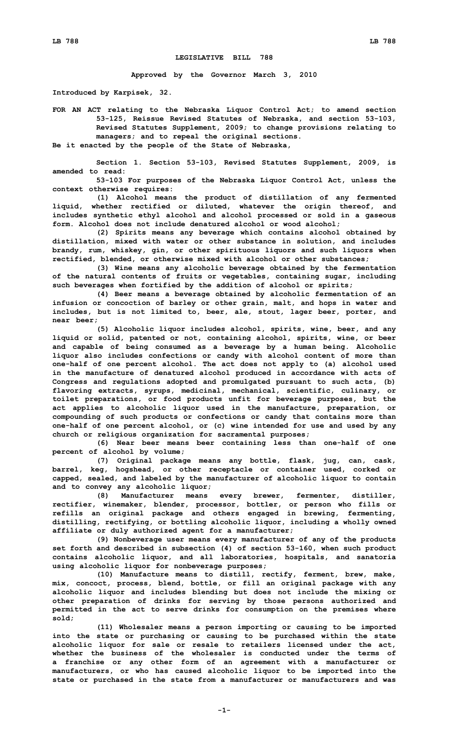**LEGISLATIVE BILL 788**

**Approved by the Governor March 3, 2010**

**Introduced by Karpisek, 32.**

**FOR AN ACT relating to the Nebraska Liquor Control Act; to amend section 53-125, Reissue Revised Statutes of Nebraska, and section 53-103, Revised Statutes Supplement, 2009; to change provisions relating to managers; and to repeal the original sections.**

**Be it enacted by the people of the State of Nebraska,**

**Section 1. Section 53-103, Revised Statutes Supplement, 2009, is amended to read:**

**53-103 For purposes of the Nebraska Liquor Control Act, unless the context otherwise requires:**

**(1) Alcohol means the product of distillation of any fermented liquid, whether rectified or diluted, whatever the origin thereof, and includes synthetic ethyl alcohol and alcohol processed or sold in a gaseous form. Alcohol does not include denatured alcohol or wood alcohol;**

**(2) Spirits means any beverage which contains alcohol obtained by distillation, mixed with water or other substance in solution, and includes brandy, rum, whiskey, gin, or other spirituous liquors and such liquors when rectified, blended, or otherwise mixed with alcohol or other substances;**

**(3) Wine means any alcoholic beverage obtained by the fermentation of the natural contents of fruits or vegetables, containing sugar, including such beverages when fortified by the addition of alcohol or spirits;**

**(4) Beer means a beverage obtained by alcoholic fermentation of an infusion or concoction of barley or other grain, malt, and hops in water and includes, but is not limited to, beer, ale, stout, lager beer, porter, and near beer;**

**(5) Alcoholic liquor includes alcohol, spirits, wine, beer, and any liquid or solid, patented or not, containing alcohol, spirits, wine, or beer and capable of being consumed as a beverage by a human being. Alcoholic liquor also includes confections or candy with alcohol content of more than one-half of one percent alcohol. The act does not apply to (a) alcohol used in the manufacture of denatured alcohol produced in accordance with acts of Congress and regulations adopted and promulgated pursuant to such acts, (b) flavoring extracts, syrups, medicinal, mechanical, scientific, culinary, or toilet preparations, or food products unfit for beverage purposes, but the act applies to alcoholic liquor used in the manufacture, preparation, or compounding of such products or confections or candy that contains more than one-half of one percent alcohol, or (c) wine intended for use and used by any church or religious organization for sacramental purposes;**

**(6) Near beer means beer containing less than one-half of one percent of alcohol by volume;**

**(7) Original package means any bottle, flask, jug, can, cask, barrel, keg, hogshead, or other receptacle or container used, corked or capped, sealed, and labeled by the manufacturer of alcoholic liquor to contain and to convey any alcoholic liquor;**

**(8) Manufacturer means every brewer, fermenter, distiller, rectifier, winemaker, blender, processor, bottler, or person who fills or refills an original package and others engaged in brewing, fermenting, distilling, rectifying, or bottling alcoholic liquor, including a wholly owned affiliate or duly authorized agent for a manufacturer;**

**(9) Nonbeverage user means every manufacturer of any of the products set forth and described in subsection (4) of section 53-160, when such product contains alcoholic liquor, and all laboratories, hospitals, and sanatoria using alcoholic liquor for nonbeverage purposes;**

**(10) Manufacture means to distill, rectify, ferment, brew, make, mix, concoct, process, blend, bottle, or fill an original package with any alcoholic liquor and includes blending but does not include the mixing or other preparation of drinks for serving by those persons authorized and permitted in the act to serve drinks for consumption on the premises where sold;**

**(11) Wholesaler means a person importing or causing to be imported into the state or purchasing or causing to be purchased within the state alcoholic liquor for sale or resale to retailers licensed under the act, whether the business of the wholesaler is conducted under the terms of a franchise or any other form of an agreement with a manufacturer or manufacturers, or who has caused alcoholic liquor to be imported into the state or purchased in the state from a manufacturer or manufacturers and was**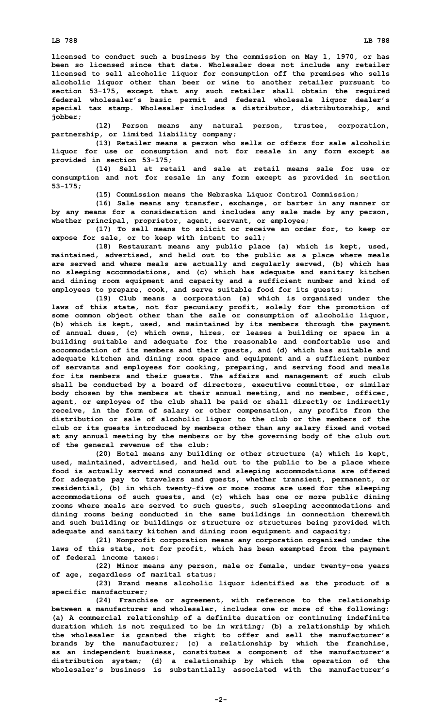**licensed to conduct such a business by the commission on May 1, 1970, or has been so licensed since that date. Wholesaler does not include any retailer licensed to sell alcoholic liquor for consumption off the premises who sells alcoholic liquor other than beer or wine to another retailer pursuant to section 53-175, except that any such retailer shall obtain the required federal wholesaler's basic permit and federal wholesale liquor dealer's special tax stamp. Wholesaler includes a distributor, distributorship, and jobber;**

**(12) Person means any natural person, trustee, corporation, partnership, or limited liability company;**

**(13) Retailer means a person who sells or offers for sale alcoholic liquor for use or consumption and not for resale in any form except as provided in section 53-175;**

**(14) Sell at retail and sale at retail means sale for use or consumption and not for resale in any form except as provided in section 53-175;**

**(15) Commission means the Nebraska Liquor Control Commission;**

**(16) Sale means any transfer, exchange, or barter in any manner or by any means for a consideration and includes any sale made by any person, whether principal, proprietor, agent, servant, or employee;**

**(17) To sell means to solicit or receive an order for, to keep or expose for sale, or to keep with intent to sell;**

**(18) Restaurant means any public place (a) which is kept, used, maintained, advertised, and held out to the public as a place where meals are served and where meals are actually and regularly served, (b) which has no sleeping accommodations, and (c) which has adequate and sanitary kitchen and dining room equipment and capacity and a sufficient number and kind of employees to prepare, cook, and serve suitable food for its guests;**

**(19) Club means a corporation (a) which is organized under the laws of this state, not for pecuniary profit, solely for the promotion of some common object other than the sale or consumption of alcoholic liquor, (b) which is kept, used, and maintained by its members through the payment of annual dues, (c) which owns, hires, or leases a building or space in a building suitable and adequate for the reasonable and comfortable use and accommodation of its members and their guests, and (d) which has suitable and adequate kitchen and dining room space and equipment and a sufficient number of servants and employees for cooking, preparing, and serving food and meals for its members and their guests. The affairs and management of such club shall be conducted by a board of directors, executive committee, or similar body chosen by the members at their annual meeting, and no member, officer, agent, or employee of the club shall be paid or shall directly or indirectly receive, in the form of salary or other compensation, any profits from the distribution or sale of alcoholic liquor to the club or the members of the club or its guests introduced by members other than any salary fixed and voted at any annual meeting by the members or by the governing body of the club out of the general revenue of the club;**

**(20) Hotel means any building or other structure (a) which is kept, used, maintained, advertised, and held out to the public to be a place where food is actually served and consumed and sleeping accommodations are offered for adequate pay to travelers and guests, whether transient, permanent, or residential, (b) in which twenty-five or more rooms are used for the sleeping accommodations of such guests, and (c) which has one or more public dining rooms where meals are served to such guests, such sleeping accommodations and dining rooms being conducted in the same buildings in connection therewith and such building or buildings or structure or structures being provided with adequate and sanitary kitchen and dining room equipment and capacity;**

**(21) Nonprofit corporation means any corporation organized under the laws of this state, not for profit, which has been exempted from the payment of federal income taxes;**

**(22) Minor means any person, male or female, under twenty-one years of age, regardless of marital status;**

**(23) Brand means alcoholic liquor identified as the product of a specific manufacturer;**

**(24) Franchise or agreement, with reference to the relationship between a manufacturer and wholesaler, includes one or more of the following: (a) A commercial relationship of a definite duration or continuing indefinite duration which is not required to be in writing; (b) a relationship by which the wholesaler is granted the right to offer and sell the manufacturer's brands by the manufacturer; (c) a relationship by which the franchise, as an independent business, constitutes a component of the manufacturer's distribution system; (d) a relationship by which the operation of the wholesaler's business is substantially associated with the manufacturer's**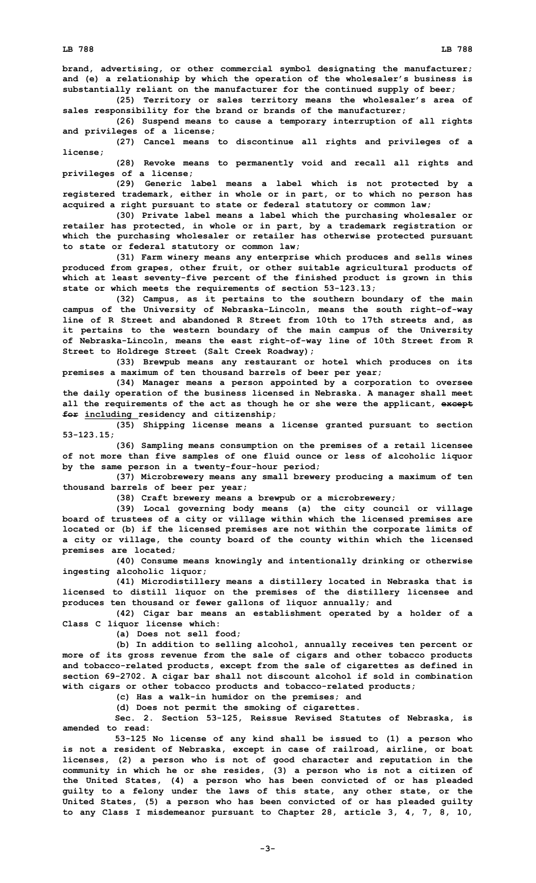brand, advertising, or other commercial symbol designating the manufacturer; and (e) a relationship by which the operation of the wholesaler's business is substantially reliant on the manufacturer for the continued supply of beer;

(25) Territory or sales territory means the wholesaler's area of sales responsibility for the brand or brands of the manufacturer;

(26) Suspend means to cause a temporary interruption of all rights and privileges of a license;

(27) Cancel means to discontinue all rights and privileges of a license;

(28) Revoke means to permanently void and recall all rights and privileges of a license;

(29) Generic label means a label which is not protected by a registered trademark, either in whole or in part, or to which no person has acquired a right pursuant to state or federal statutory or common law;

(30) Private label means a label which the purchasing wholesaler or retailer has protected, in whole or in part, by a trademark registration or which the purchasing wholesaler or retailer has otherwise protected pursuant to state or federal statutory or common law;

(31) Farm winery means any enterprise which produces and sells wines produced from grapes, other fruit, or other suitable agricultural products of which at least seventy-five percent of the finished product is grown in this state or which meets the requirements of section 53-123.13;

(32) Campus, as it pertains to the southern boundary of the main campus of the University of Nebraska-Lincoln, means the south right-of-way line of R Street and abandoned R Street from 10th to 17th streets and, as it pertains to the western boundary of the main campus of the University of Nebraska-Lincoln, means the east right-of-way line of 10th Street from R Street to Holdrege Street (Salt Creek Roadway);

(33) Brewpub means any restaurant or hotel which produces on its premises a maximum of ten thousand barrels of beer per year;

(34) Manager means a person appointed by a corporation to oversee the daily operation of the business licensed in Nebraska. A manager shall meet all the requirements of the act as though he or she were the applicant, ~~except for~~ including residency and citizenship;

(35) Shipping license means a license granted pursuant to section 53-123.15;

(36) Sampling means consumption on the premises of a retail licensee of not more than five samples of one fluid ounce or less of alcoholic liquor by the same person in a twenty-four-hour period;

(37) Microbrewery means any small brewery producing a maximum of ten thousand barrels of beer per year;

(38) Craft brewery means a brewpub or a microbrewery;

(39) Local governing body means (a) the city council or village board of trustees of a city or village within which the licensed premises are located or (b) if the licensed premises are not within the corporate limits of a city or village, the county board of the county within which the licensed premises are located;

(40) Consume means knowingly and intentionally drinking or otherwise ingesting alcoholic liquor;

(41) Microdistillery means a distillery located in Nebraska that is licensed to distill liquor on the premises of the distillery licensee and produces ten thousand or fewer gallons of liquor annually; and

(42) Cigar bar means an establishment operated by a holder of a Class C liquor license which:

(a) Does not sell food;

(b) In addition to selling alcohol, annually receives ten percent or more of its gross revenue from the sale of cigars and other tobacco products and tobacco-related products, except from the sale of cigarettes as defined in section 69-2702. A cigar bar shall not discount alcohol if sold in combination with cigars or other tobacco products and tobacco-related products;

(c) Has a walk-in humidor on the premises; and

(d) Does not permit the smoking of cigarettes.

Sec. 2. Section 53-125, Reissue Revised Statutes of Nebraska, is amended to read:

53-125 No license of any kind shall be issued to (1) a person who is not a resident of Nebraska, except in case of railroad, airline, or boat licenses, (2) a person who is not of good character and reputation in the community in which he or she resides, (3) a person who is not a citizen of the United States, (4) a person who has been convicted of or has pleaded guilty to a felony under the laws of this state, any other state, or the United States, (5) a person who has been convicted of or has pleaded guilty to any Class I misdemeanor pursuant to Chapter 28, article 3, 4, 7, 8, 10,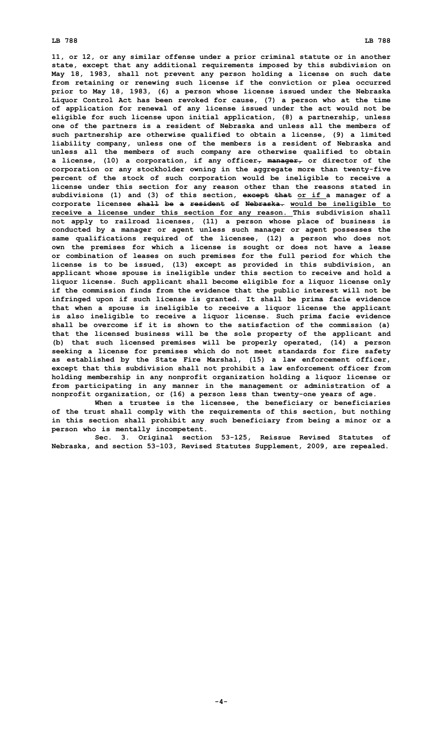11, or 12, or any similar offense under a prior criminal statute or in another state, except that any additional requirements imposed by this subdivision on May 18, 1983, shall not prevent any person holding a license on such date from retaining or renewing such license if the conviction or plea occurred prior to May 18, 1983, (6) a person whose license issued under the Nebraska Liquor Control Act has been revoked for cause, (7) a person who at the time of application for renewal of any license issued under the act would not be eligible for such license upon initial application, (8) a partnership, unless one of the partners is a resident of Nebraska and unless all the members of such partnership are otherwise qualified to obtain a license, (9) a limited liability company, unless one of the members is a resident of Nebraska and unless all the members of such company are otherwise qualified to obtain a license, (10) a corporation, if any officer~~,~~ ~~manager,~~ or director of the corporation or any stockholder owning in the aggregate more than twenty-five percent of the stock of such corporation would be ineligible to receive a license under this section for any reason other than the reasons stated in subdivisions (1) and (3) of this section, ~~except that~~ or if a manager of a corporate licensee ~~shall be a resident of Nebraska.~~ would be ineligible to receive a license under this section for any reason. This subdivision shall not apply to railroad licenses, (11) a person whose place of business is conducted by a manager or agent unless such manager or agent possesses the same qualifications required of the licensee, (12) a person who does not own the premises for which a license is sought or does not have a lease or combination of leases on such premises for the full period for which the license is to be issued, (13) except as provided in this subdivision, an applicant whose spouse is ineligible under this section to receive and hold a liquor license. Such applicant shall become eligible for a liquor license only if the commission finds from the evidence that the public interest will not be infringed upon if such license is granted. It shall be prima facie evidence that when a spouse is ineligible to receive a liquor license the applicant is also ineligible to receive a liquor license. Such prima facie evidence shall be overcome if it is shown to the satisfaction of the commission (a) that the licensed business will be the sole property of the applicant and (b) that such licensed premises will be properly operated, (14) a person seeking a license for premises which do not meet standards for fire safety as established by the State Fire Marshal, (15) a law enforcement officer, except that this subdivision shall not prohibit a law enforcement officer from holding membership in any nonprofit organization holding a liquor license or from participating in any manner in the management or administration of a nonprofit organization, or (16) a person less than twenty-one years of age.

When a trustee is the licensee, the beneficiary or beneficiaries of the trust shall comply with the requirements of this section, but nothing in this section shall prohibit any such beneficiary from being a minor or a person who is mentally incompetent.

Sec. 3. Original section 53-125, Reissue Revised Statutes of Nebraska, and section 53-103, Revised Statutes Supplement, 2009, are repealed.